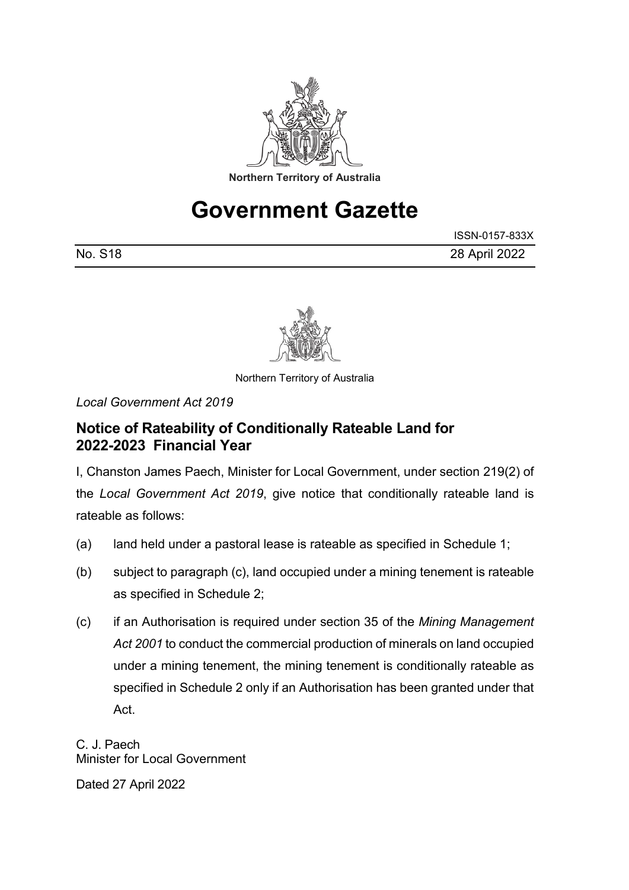Northern Territory of Australia

# Government Gazette

ISSN-0157-833X

No. S18 28 April 2022

Northern Territory of Australia

*Local Government Act 2019*

## Notice of Rateability of Conditionally Rateable Land for 2022-2023 Financial Year

I, Chanston James Paech, Minister for Local Government, under section 219(2) of the *Local Government Act 2019*, give notice that conditionally rateable land is rateable as follows:

(a) land held under a pastoral lease is rateable as specified in Schedule 1;

(b) subject to paragraph (c), land occupied under a mining tenement is rateable as specified in Schedule 2;

(c) if an Authorisation is required under section 35 of the *Mining Management Act 2001* to conduct the commercial production of minerals on land occupied under a mining tenement, the mining tenement is conditionally rateable as specified in Schedule 2 only if an Authorisation has been granted under that Act.

C. J. Paech
Minister for Local Government

Dated 27 April 2022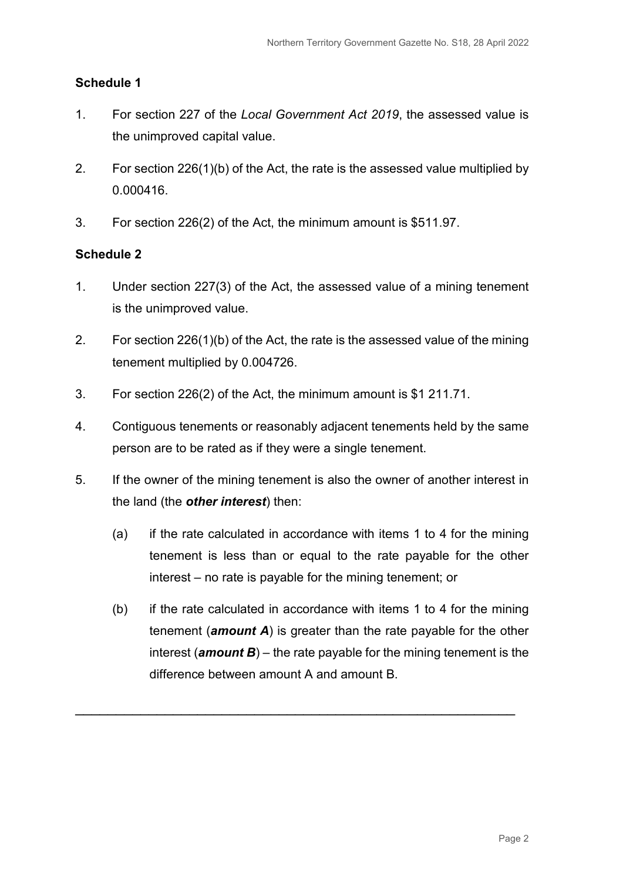## Schedule 1

1. For section 227 of the *Local Government Act 2019*, the assessed value is the unimproved capital value.
2. For section 226(1)(b) of the Act, the rate is the assessed value multiplied by 0.000416.
3. For section 226(2) of the Act, the minimum amount is $511.97.

## Schedule 2

1. Under section 227(3) of the Act, the assessed value of a mining tenement is the unimproved value.
2. For section 226(1)(b) of the Act, the rate is the assessed value of the mining tenement multiplied by 0.004726.
3. For section 226(2) of the Act, the minimum amount is $1 211.71.
4. Contiguous tenements or reasonably adjacent tenements held by the same person are to be rated as if they were a single tenement.
5. If the owner of the mining tenement is also the owner of another interest in the land (the ***other interest***) then:
   (a) if the rate calculated in accordance with items 1 to 4 for the mining tenement is less than or equal to the rate payable for the other interest – no rate is payable for the mining tenement; or
   (b) if the rate calculated in accordance with items 1 to 4 for the mining tenement (***amount A***) is greater than the rate payable for the other interest (***amount B***) – the rate payable for the mining tenement is the difference between amount A and amount B.

---